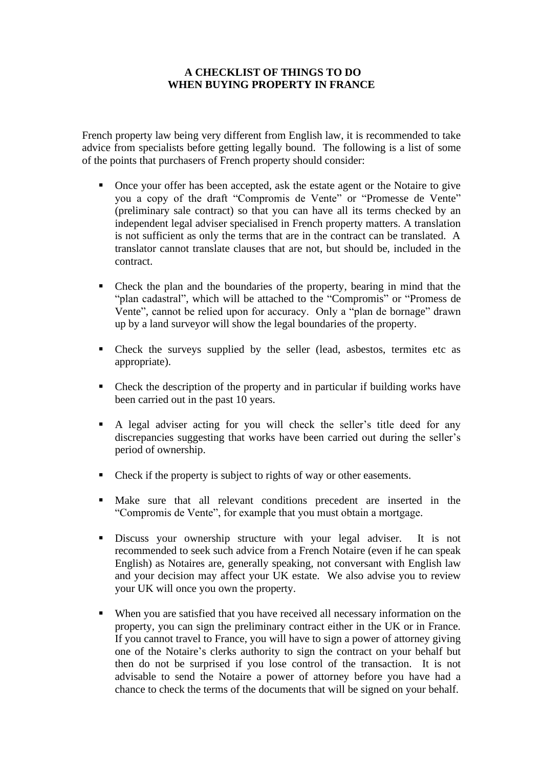# A CHECKLIST OF THINGS TO DO WHEN BUYING PROPERTY IN FRANCE

French property law being very different from English law, it is recommended to take advice from specialists before getting legally bound. The following is a list of some of the points that purchasers of French property should consider:

- Once your offer has been accepted, ask the estate agent or the Notaire to give you a copy of the draft "Compromis de Vente" or "Promesse de Vente" (preliminary sale contract) so that you can have all its terms checked by an independent legal adviser specialised in French property matters. A translation is not sufficient as only the terms that are in the contract can be translated. A translator cannot translate clauses that are not, but should be, included in the contract.

- Check the plan and the boundaries of the property, bearing in mind that the "plan cadastral", which will be attached to the "Compromis" or "Promess de Vente", cannot be relied upon for accuracy. Only a "plan de bornage" drawn up by a land surveyor will show the legal boundaries of the property.

- Check the surveys supplied by the seller (lead, asbestos, termites etc as appropriate).

- Check the description of the property and in particular if building works have been carried out in the past 10 years.

- A legal adviser acting for you will check the seller's title deed for any discrepancies suggesting that works have been carried out during the seller's period of ownership.

- Check if the property is subject to rights of way or other easements.

- Make sure that all relevant conditions precedent are inserted in the "Compromis de Vente", for example that you must obtain a mortgage.

- Discuss your ownership structure with your legal adviser. It is not recommended to seek such advice from a French Notaire (even if he can speak English) as Notaires are, generally speaking, not conversant with English law and your decision may affect your UK estate. We also advise you to review your UK will once you own the property.

- When you are satisfied that you have received all necessary information on the property, you can sign the preliminary contract either in the UK or in France. If you cannot travel to France, you will have to sign a power of attorney giving one of the Notaire's clerks authority to sign the contract on your behalf but then do not be surprised if you lose control of the transaction. It is not advisable to send the Notaire a power of attorney before you have had a chance to check the terms of the documents that will be signed on your behalf.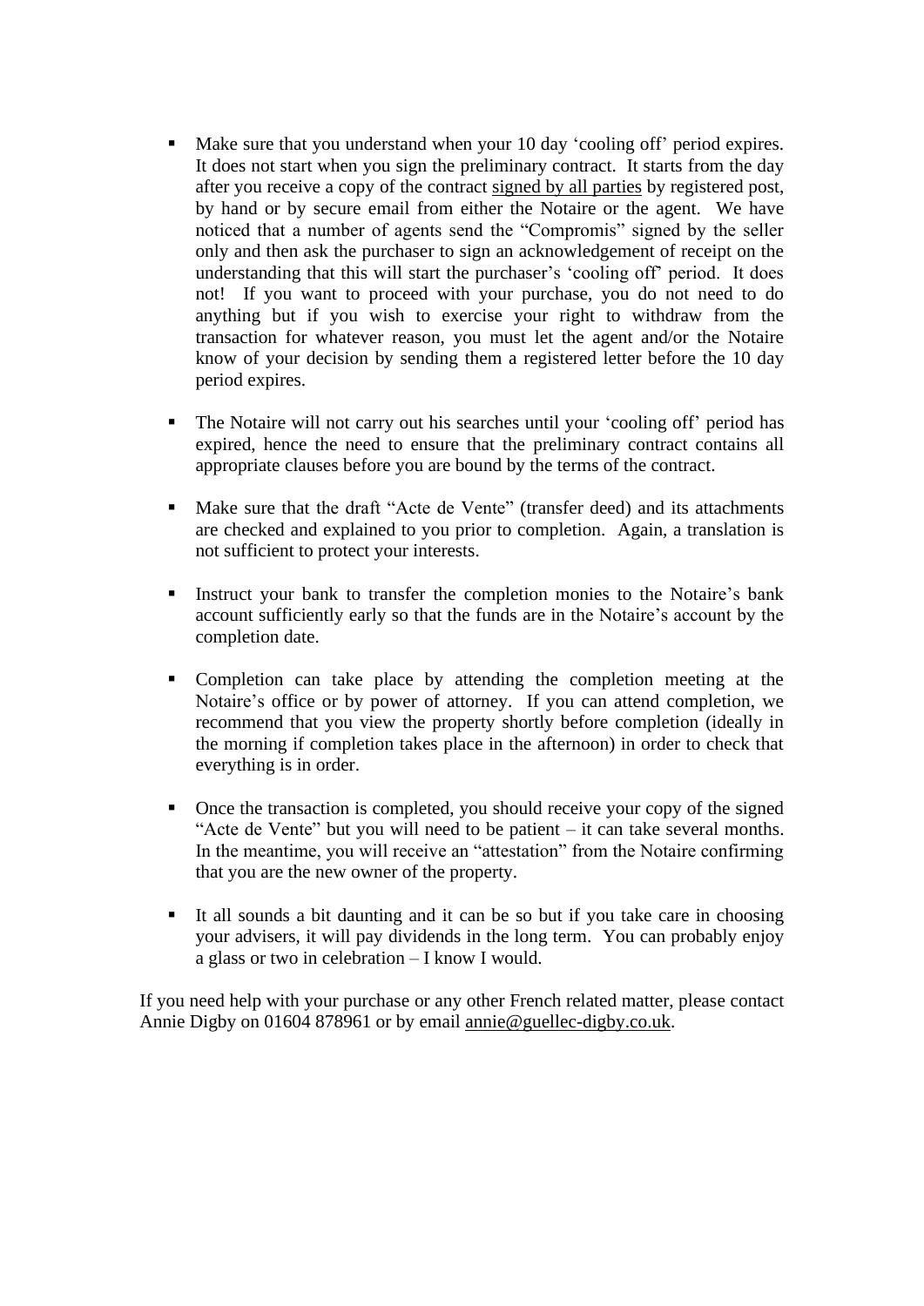- Make sure that you understand when your 10 day 'cooling off' period expires. It does not start when you sign the preliminary contract. It starts from the day after you receive a copy of the contract <u>signed by all parties</u> by registered post, by hand or by secure email from either the Notaire or the agent. We have noticed that a number of agents send the "Compromis" signed by the seller only and then ask the purchaser to sign an acknowledgement of receipt on the understanding that this will start the purchaser's 'cooling off' period. It does not! If you want to proceed with your purchase, you do not need to do anything but if you wish to exercise your right to withdraw from the transaction for whatever reason, you must let the agent and/or the Notaire know of your decision by sending them a registered letter before the 10 day period expires.

- The Notaire will not carry out his searches until your 'cooling off' period has expired, hence the need to ensure that the preliminary contract contains all appropriate clauses before you are bound by the terms of the contract.

- Make sure that the draft "Acte de Vente" (transfer deed) and its attachments are checked and explained to you prior to completion. Again, a translation is not sufficient to protect your interests.

- Instruct your bank to transfer the completion monies to the Notaire's bank account sufficiently early so that the funds are in the Notaire's account by the completion date.

- Completion can take place by attending the completion meeting at the Notaire's office or by power of attorney. If you can attend completion, we recommend that you view the property shortly before completion (ideally in the morning if completion takes place in the afternoon) in order to check that everything is in order.

- Once the transaction is completed, you should receive your copy of the signed "Acte de Vente" but you will need to be patient – it can take several months. In the meantime, you will receive an "attestation" from the Notaire confirming that you are the new owner of the property.

- It all sounds a bit daunting and it can be so but if you take care in choosing your advisers, it will pay dividends in the long term. You can probably enjoy a glass or two in celebration – I know I would.

If you need help with your purchase or any other French related matter, please contact Annie Digby on 01604 878961 or by email annie@guellec-digby.co.uk.